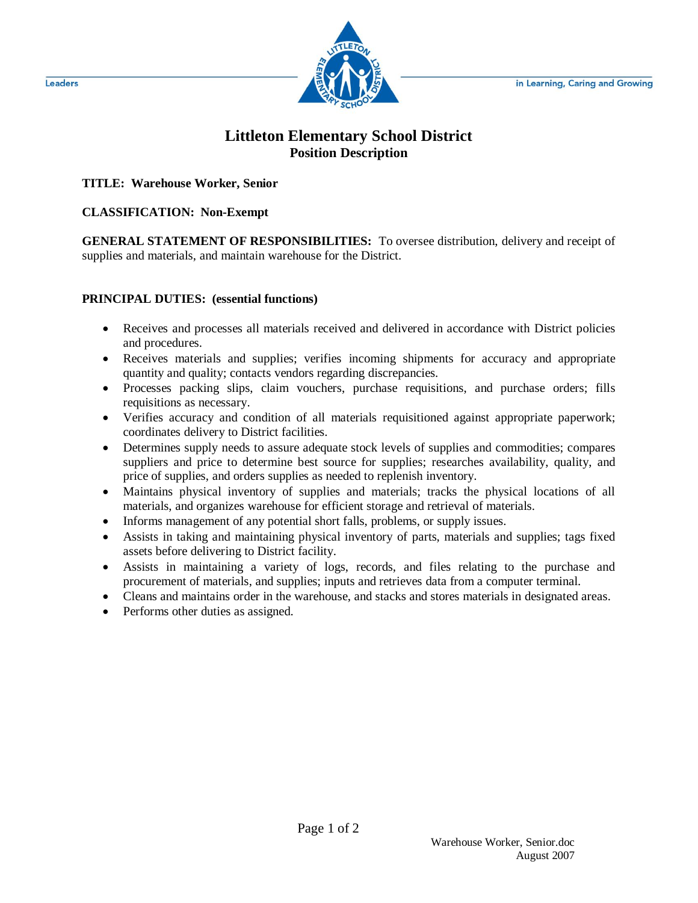Leaders in Learning, Caring and Growing

# Littleton Elementary School District
## Position Description

**TITLE: Warehouse Worker, Senior**

**CLASSIFICATION: Non-Exempt**

**GENERAL STATEMENT OF RESPONSIBILITIES:** To oversee distribution, delivery and receipt of supplies and materials, and maintain warehouse for the District.

**PRINCIPAL DUTIES: (essential functions)**

- Receives and processes all materials received and delivered in accordance with District policies and procedures.
- Receives materials and supplies; verifies incoming shipments for accuracy and appropriate quantity and quality; contacts vendors regarding discrepancies.
- Processes packing slips, claim vouchers, purchase requisitions, and purchase orders; fills requisitions as necessary.
- Verifies accuracy and condition of all materials requisitioned against appropriate paperwork; coordinates delivery to District facilities.
- Determines supply needs to assure adequate stock levels of supplies and commodities; compares suppliers and price to determine best source for supplies; researches availability, quality, and price of supplies, and orders supplies as needed to replenish inventory.
- Maintains physical inventory of supplies and materials; tracks the physical locations of all materials, and organizes warehouse for efficient storage and retrieval of materials.
- Informs management of any potential short falls, problems, or supply issues.
- Assists in taking and maintaining physical inventory of parts, materials and supplies; tags fixed assets before delivering to District facility.
- Assists in maintaining a variety of logs, records, and files relating to the purchase and procurement of materials, and supplies; inputs and retrieves data from a computer terminal.
- Cleans and maintains order in the warehouse, and stacks and stores materials in designated areas.
- Performs other duties as assigned.

Warehouse Worker, Senior.doc
August 2007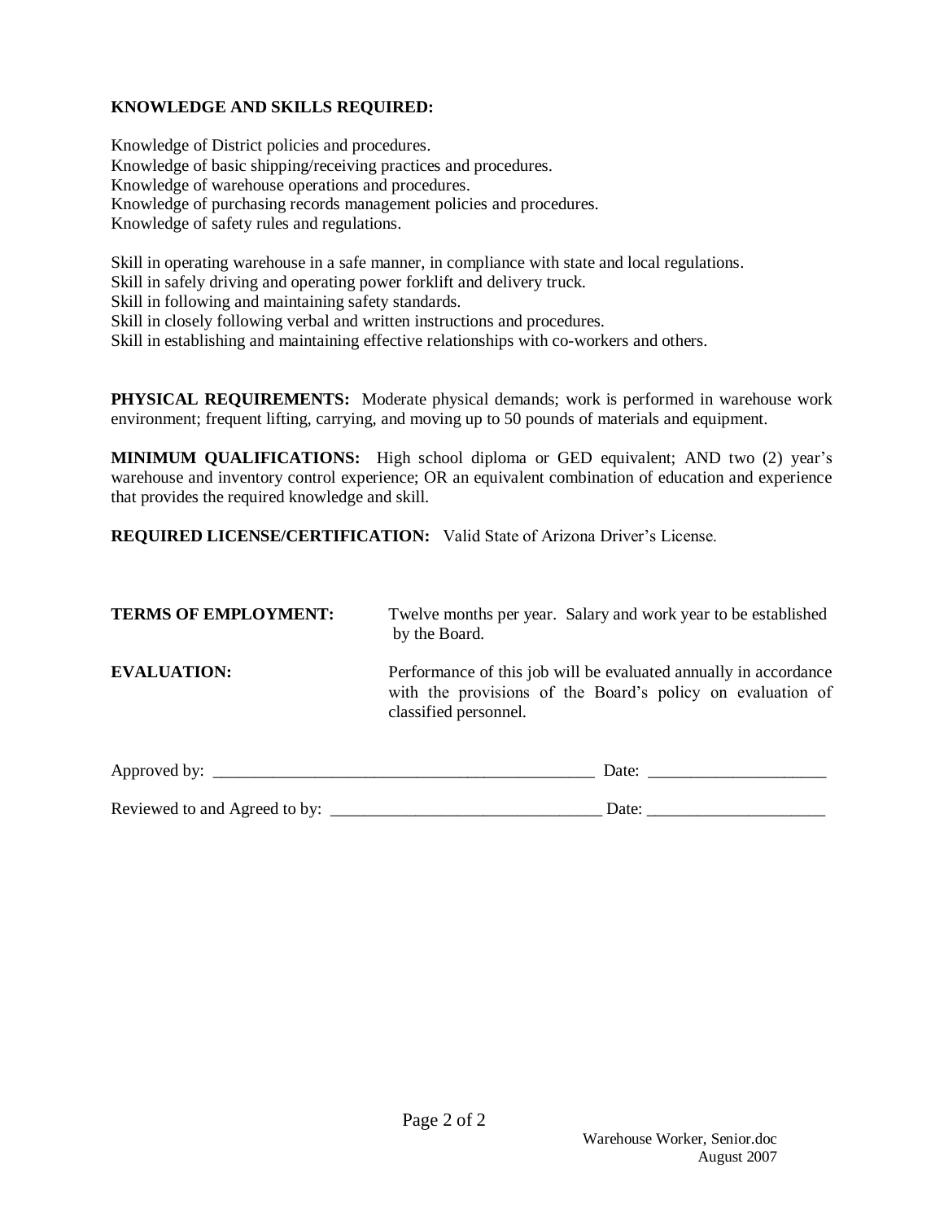**KNOWLEDGE AND SKILLS REQUIRED:**

Knowledge of District policies and procedures.
Knowledge of basic shipping/receiving practices and procedures.
Knowledge of warehouse operations and procedures.
Knowledge of purchasing records management policies and procedures.
Knowledge of safety rules and regulations.

Skill in operating warehouse in a safe manner, in compliance with state and local regulations.
Skill in safely driving and operating power forklift and delivery truck.
Skill in following and maintaining safety standards.
Skill in closely following verbal and written instructions and procedures.
Skill in establishing and maintaining effective relationships with co-workers and others.

**PHYSICAL REQUIREMENTS:** Moderate physical demands; work is performed in warehouse work environment; frequent lifting, carrying, and moving up to 50 pounds of materials and equipment.

**MINIMUM QUALIFICATIONS:** High school diploma or GED equivalent; AND two (2) year's warehouse and inventory control experience; OR an equivalent combination of education and experience that provides the required knowledge and skill.

**REQUIRED LICENSE/CERTIFICATION:** Valid State of Arizona Driver's License.

**TERMS OF EMPLOYMENT:** Twelve months per year. Salary and work year to be established by the Board.

**EVALUATION:** Performance of this job will be evaluated annually in accordance with the provisions of the Board's policy on evaluation of classified personnel.

Approved by: _______________________________________________ Date: _____________________

Reviewed to and Agreed to by: ________________________________ Date: _____________________

Warehouse Worker, Senior.doc
August 2007